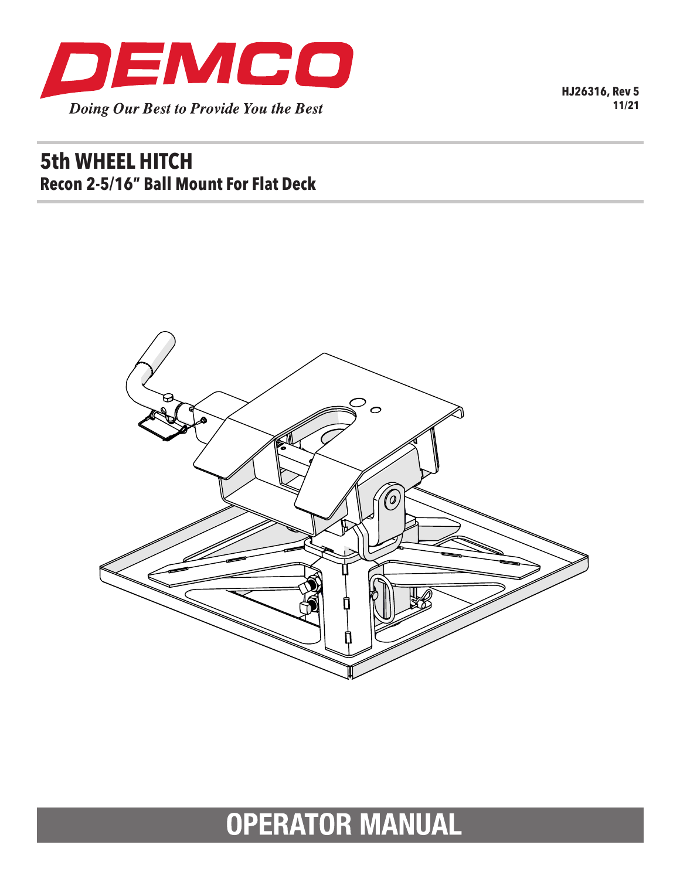DEMCO

*Doing Our Best to Provide You the Best*

**HJ26316, Rev 5**
**11/21**

# 5th WHEEL HITCH

## Recon 2-5/16" Ball Mount For Flat Deck

# OPERATOR MANUAL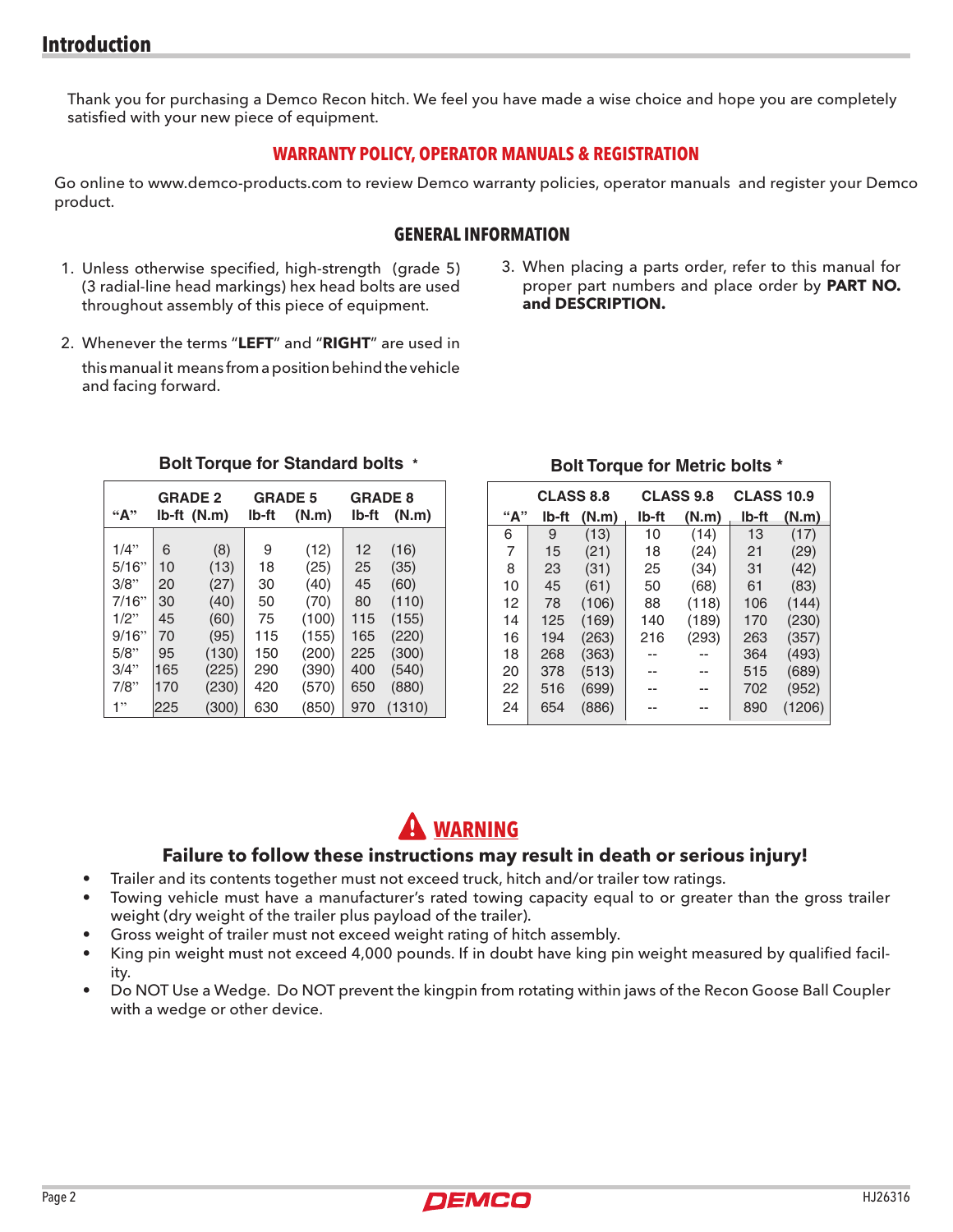## Introduction

Thank you for purchasing a Demco Recon hitch. We feel you have made a wise choice and hope you are completely satisfied with your new piece of equipment.

### WARRANTY POLICY, OPERATOR MANUALS & REGISTRATION

Go online to www.demco-products.com to review Demco warranty policies, operator manuals and register your Demco product.

### GENERAL INFORMATION

1. Unless otherwise specified, high-strength (grade 5) (3 radial-line head markings) hex head bolts are used throughout assembly of this piece of equipment.
2. Whenever the terms "**LEFT**" and "**RIGHT**" are used in this manual it means from a position behind the vehicle and facing forward.
3. When placing a parts order, refer to this manual for proper part numbers and place order by **PART NO. and DESCRIPTION.**

**Bolt Torque for Standard bolts \***

| "A" | GRADE 2 lb-ft | GRADE 2 (N.m) | GRADE 5 lb-ft | GRADE 5 (N.m) | GRADE 8 lb-ft | GRADE 8 (N.m) |
|---|---|---|---|---|---|---|
| 1/4" | 6 | (8) | 9 | (12) | 12 | (16) |
| 5/16" | 10 | (13) | 18 | (25) | 25 | (35) |
| 3/8" | 20 | (27) | 30 | (40) | 45 | (60) |
| 7/16" | 30 | (40) | 50 | (70) | 80 | (110) |
| 1/2" | 45 | (60) | 75 | (100) | 115 | (155) |
| 9/16" | 70 | (95) | 115 | (155) | 165 | (220) |
| 5/8" | 95 | (130) | 150 | (200) | 225 | (300) |
| 3/4" | 165 | (225) | 290 | (390) | 400 | (540) |
| 7/8" | 170 | (230) | 420 | (570) | 650 | (880) |
| 1" | 225 | (300) | 630 | (850) | 970 | (1310) |

**Bolt Torque for Metric bolts \***

| "A" | CLASS 8.8 lb-ft | CLASS 8.8 (N.m) | CLASS 9.8 lb-ft | CLASS 9.8 (N.m) | CLASS 10.9 lb-ft | CLASS 10.9 (N.m) |
|---|---|---|---|---|---|---|
| 6 | 9 | (13) | 10 | (14) | 13 | (17) |
| 7 | 15 | (21) | 18 | (24) | 21 | (29) |
| 8 | 23 | (31) | 25 | (34) | 31 | (42) |
| 10 | 45 | (61) | 50 | (68) | 61 | (83) |
| 12 | 78 | (106) | 88 | (118) | 106 | (144) |
| 14 | 125 | (169) | 140 | (189) | 170 | (230) |
| 16 | 194 | (263) | 216 | (293) | 263 | (357) |
| 18 | 268 | (363) | -- | -- | 364 | (493) |
| 20 | 378 | (513) | -- | -- | 515 | (689) |
| 22 | 516 | (699) | -- | -- | 702 | (952) |
| 24 | 654 | (886) | -- | -- | 890 | (1206) |

### WARNING

**Failure to follow these instructions may result in death or serious injury!**

- Trailer and its contents together must not exceed truck, hitch and/or trailer tow ratings.
- Towing vehicle must have a manufacturer's rated towing capacity equal to or greater than the gross trailer weight (dry weight of the trailer plus payload of the trailer).
- Gross weight of trailer must not exceed weight rating of hitch assembly.
- King pin weight must not exceed 4,000 pounds. If in doubt have king pin weight measured by qualified facility.
- Do NOT Use a Wedge. Do NOT prevent the kingpin from rotating within jaws of the Recon Goose Ball Coupler with a wedge or other device.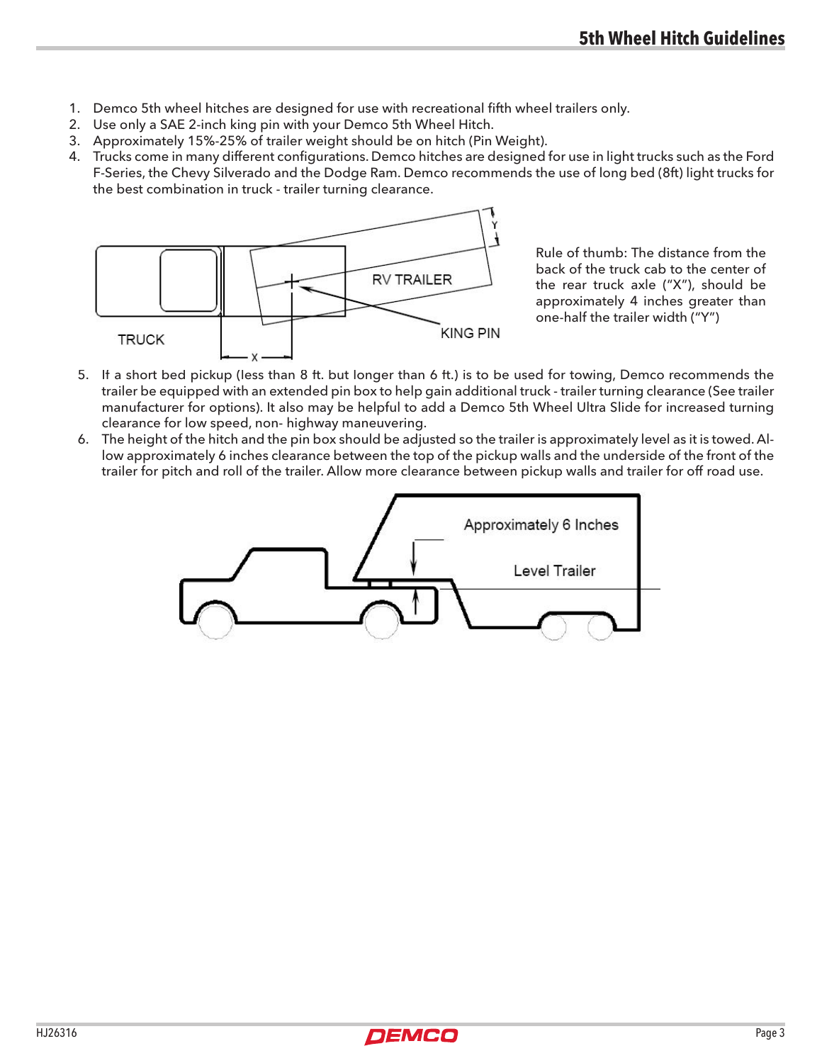# 5th Wheel Hitch Guidelines

1. Demco 5th wheel hitches are designed for use with recreational fifth wheel trailers only.
2. Use only a SAE 2-inch king pin with your Demco 5th Wheel Hitch.
3. Approximately 15%-25% of trailer weight should be on hitch (Pin Weight).
4. Trucks come in many different configurations. Demco hitches are designed for use in light trucks such as the Ford F-Series, the Chevy Silverado and the Dodge Ram. Demco recommends the use of long bed (8ft) light trucks for the best combination in truck - trailer turning clearance.

Rule of thumb: The distance from the back of the truck cab to the center of the rear truck axle ("X"), should be approximately 4 inches greater than one-half the trailer width ("Y")

5. If a short bed pickup (less than 8 ft. but longer than 6 ft.) is to be used for towing, Demco recommends the trailer be equipped with an extended pin box to help gain additional truck - trailer turning clearance (See trailer manufacturer for options). It also may be helpful to add a Demco 5th Wheel Ultra Slide for increased turning clearance for low speed, non- highway maneuvering.
6. The height of the hitch and the pin box should be adjusted so the trailer is approximately level as it is towed. Allow approximately 6 inches clearance between the top of the pickup walls and the underside of the front of the trailer for pitch and roll of the trailer. Allow more clearance between pickup walls and trailer for off road use.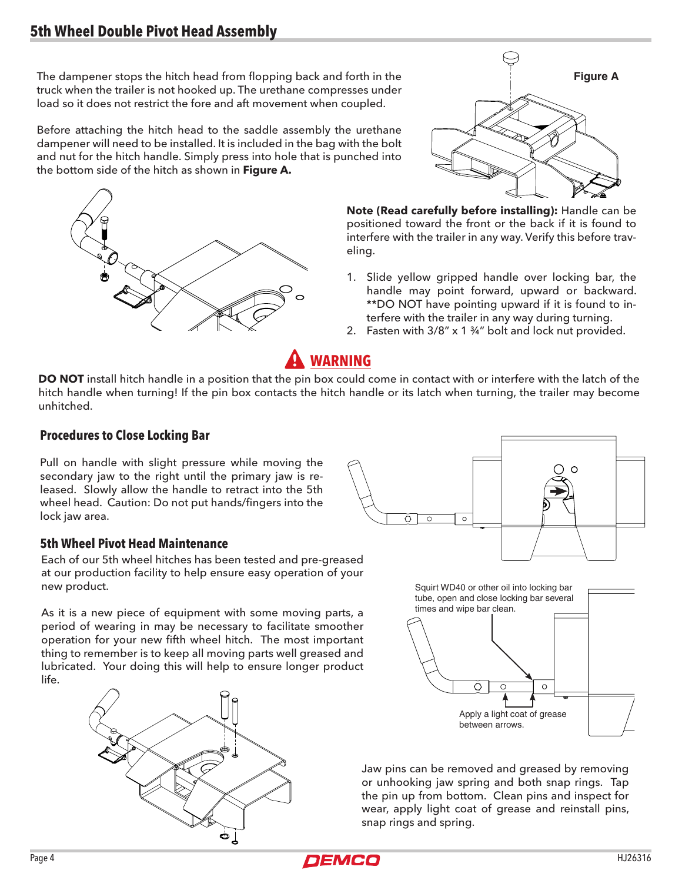## 5th Wheel Double Pivot Head Assembly

The dampener stops the hitch head from flopping back and forth in the truck when the trailer is not hooked up. The urethane compresses under load so it does not restrict the fore and aft movement when coupled.

Before attaching the hitch head to the saddle assembly the urethane dampener will need to be installed. It is included in the bag with the bolt and nut for the hitch handle. Simply press into hole that is punched into the bottom side of the hitch as shown in **Figure A.**

**Figure A**

**Note (Read carefully before installing):** Handle can be positioned toward the front or the back if it is found to interfere with the trailer in any way. Verify this before traveling.

1. Slide yellow gripped handle over locking bar, the handle may point forward, upward or backward. **DO NOT have pointing upward if it is found to interfere with the trailer in any way during turning.
2. Fasten with 3/8" x 1 ¾" bolt and lock nut provided.

### WARNING

**DO NOT** install hitch handle in a position that the pin box could come in contact with or interfere with the latch of the hitch handle when turning! If the pin box contacts the hitch handle or its latch when turning, the trailer may become unhitched.

### Procedures to Close Locking Bar

Pull on handle with slight pressure while moving the secondary jaw to the right until the primary jaw is released. Slowly allow the handle to retract into the 5th wheel head. Caution: Do not put hands/fingers into the lock jaw area.

### 5th Wheel Pivot Head Maintenance

Each of our 5th wheel hitches has been tested and pre-greased at our production facility to help ensure easy operation of your new product.

As it is a new piece of equipment with some moving parts, a period of wearing in may be necessary to facilitate smoother operation for your new fifth wheel hitch. The most important thing to remember is to keep all moving parts well greased and lubricated. Your doing this will help to ensure longer product life.

Squirt WD40 or other oil into locking bar tube, open and close locking bar several times and wipe bar clean.

Apply a light coat of grease between arrows.

Jaw pins can be removed and greased by removing or unhooking jaw spring and both snap rings. Tap the pin up from bottom. Clean pins and inspect for wear, apply light coat of grease and reinstall pins, snap rings and spring.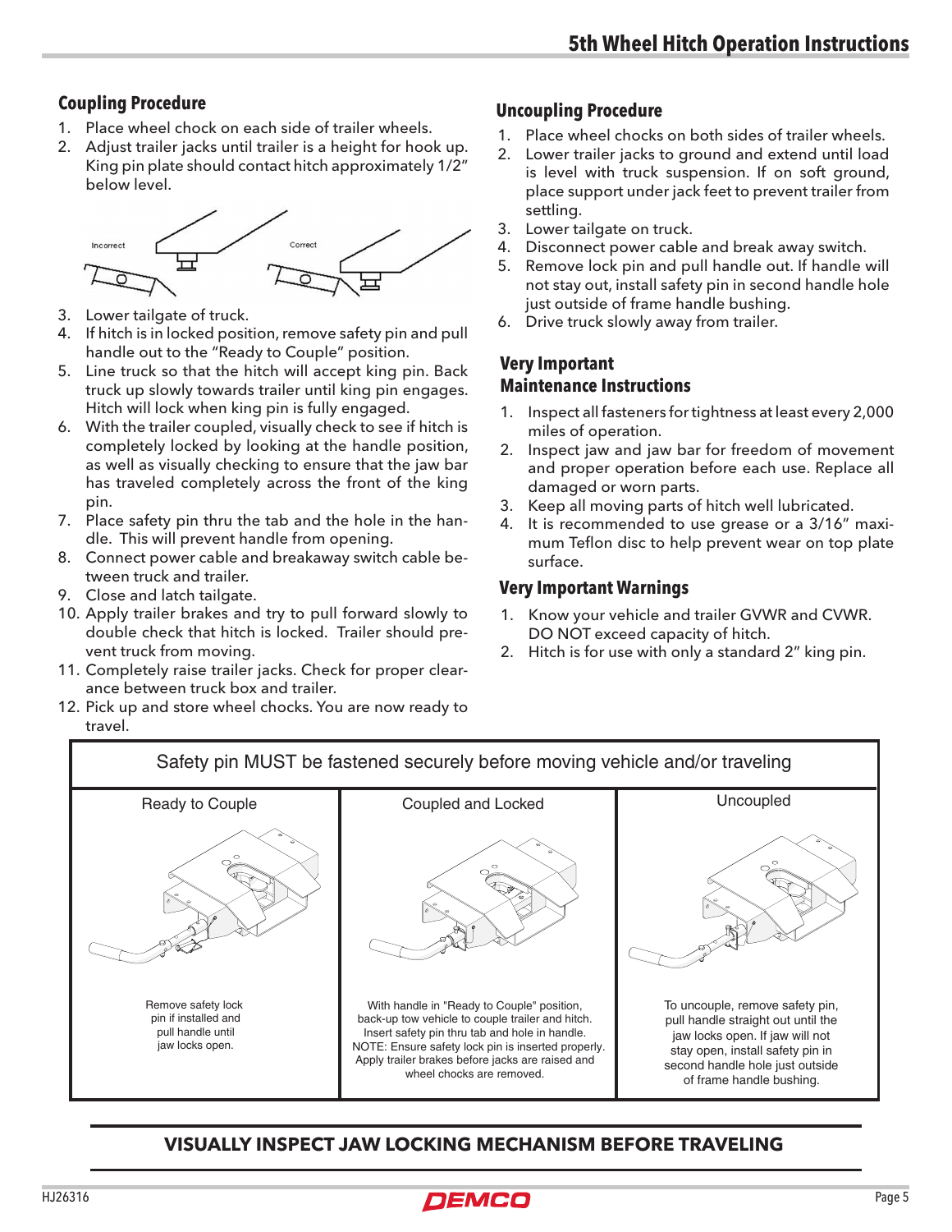# 5th Wheel Hitch Operation Instructions

## Coupling Procedure

1. Place wheel chock on each side of trailer wheels.
2. Adjust trailer jacks until trailer is a height for hook up. King pin plate should contact hitch approximately 1/2" below level.

Incorrect    Correct

3. Lower tailgate of truck.
4. If hitch is in locked position, remove safety pin and pull handle out to the "Ready to Couple" position.
5. Line truck so that the hitch will accept king pin. Back truck up slowly towards trailer until king pin engages. Hitch will lock when king pin is fully engaged.
6. With the trailer coupled, visually check to see if hitch is completely locked by looking at the handle position, as well as visually checking to ensure that the jaw bar has traveled completely across the front of the king pin.
7. Place safety pin thru the tab and the hole in the handle. This will prevent handle from opening.
8. Connect power cable and breakaway switch cable between truck and trailer.
9. Close and latch tailgate.
10. Apply trailer brakes and try to pull forward slowly to double check that hitch is locked. Trailer should prevent truck from moving.
11. Completely raise trailer jacks. Check for proper clearance between truck box and trailer.
12. Pick up and store wheel chocks. You are now ready to travel.

## Uncoupling Procedure

1. Place wheel chocks on both sides of trailer wheels.
2. Lower trailer jacks to ground and extend until load is level with truck suspension. If on soft ground, place support under jack feet to prevent trailer from settling.
3. Lower tailgate on truck.
4. Disconnect power cable and break away switch.
5. Remove lock pin and pull handle out. If handle will not stay out, install safety pin in second handle hole just outside of frame handle bushing.
6. Drive truck slowly away from trailer.

## Very Important Maintenance Instructions

1. Inspect all fasteners for tightness at least every 2,000 miles of operation.
2. Inspect jaw and jaw bar for freedom of movement and proper operation before each use. Replace all damaged or worn parts.
3. Keep all moving parts of hitch well lubricated.
4. It is recommended to use grease or a 3/16" maximum Teflon disc to help prevent wear on top plate surface.

## Very Important Warnings

1. Know your vehicle and trailer GVWR and CVWR. DO NOT exceed capacity of hitch.
2. Hitch is for use with only a standard 2" king pin.

| Safety pin MUST be fastened securely before moving vehicle and/or traveling | | |
|---|---|---|
| Ready to Couple | Coupled and Locked | Uncoupled |
| Remove safety lock pin if installed and pull handle until jaw locks open. | With handle in "Ready to Couple" position, back-up tow vehicle to couple trailer and hitch. Insert safety pin thru tab and hole in handle. NOTE: Ensure safety lock pin is inserted properly. Apply trailer brakes before jacks are raised and wheel chocks are removed. | To uncouple, remove safety pin, pull handle straight out until the jaw locks open. If jaw will not stay open, install safety pin in second handle hole just outside of frame handle bushing. |

**VISUALLY INSPECT JAW LOCKING MECHANISM BEFORE TRAVELING**

HJ26316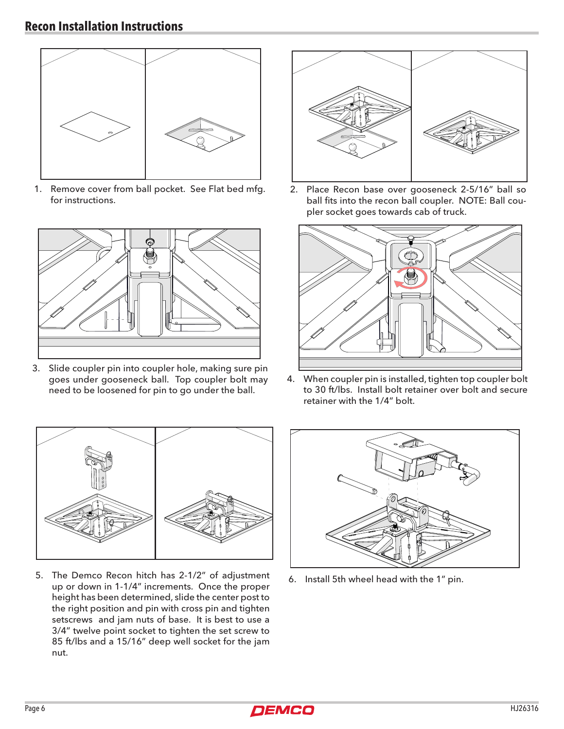## Recon Installation Instructions

1. Remove cover from ball pocket. See Flat bed mfg. for instructions.

2. Place Recon base over gooseneck 2-5/16" ball so ball fits into the recon ball coupler. NOTE: Ball coupler socket goes towards cab of truck.

3. Slide coupler pin into coupler hole, making sure pin goes under gooseneck ball. Top coupler bolt may need to be loosened for pin to go under the ball.

4. When coupler pin is installed, tighten top coupler bolt to 30 ft/lbs. Install bolt retainer over bolt and secure retainer with the 1/4" bolt.

5. The Demco Recon hitch has 2-1/2" of adjustment up or down in 1-1/4" increments. Once the proper height has been determined, slide the center post to the right position and pin with cross pin and tighten setscrews and jam nuts of base. It is best to use a 3/4" twelve point socket to tighten the set screw to 85 ft/lbs and a 15/16" deep well socket for the jam nut.

6. Install 5th wheel head with the 1" pin.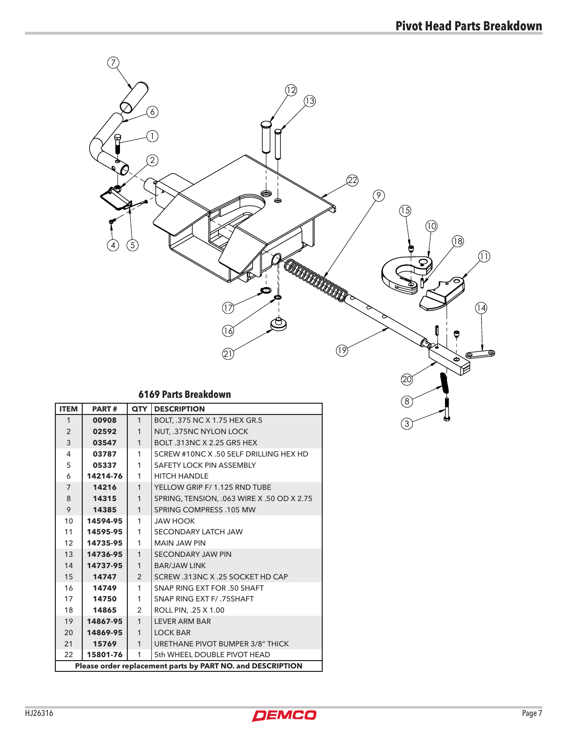# Pivot Head Parts Breakdown

## 6169 Parts Breakdown

| ITEM | PART # | QTY | DESCRIPTION |
|---|---|---|---|
| 1 | **00908** | 1 | BOLT, .375 NC X 1.75 HEX GR.5 |
| 2 | **02592** | 1 | NUT, .375NC NYLON LOCK |
| 3 | **03547** | 1 | BOLT .313NC X 2.25 GR5 HEX |
| 4 | **03787** | 1 | SCREW #10NC X .50 SELF DRILLING HEX HD |
| 5 | **05337** | 1 | SAFETY LOCK PIN ASSEMBLY |
| 6 | **14214-76** | 1 | HITCH HANDLE |
| 7 | **14216** | 1 | YELLOW GRIP F/ 1.125 RND TUBE |
| 8 | **14315** | 1 | SPRING, TENSION, .063 WIRE X .50 OD X 2.75 |
| 9 | **14385** | 1 | SPRING COMPRESS .105 MW |
| 10 | **14594-95** | 1 | JAW HOOK |
| 11 | **14595-95** | 1 | SECONDARY LATCH JAW |
| 12 | **14735-95** | 1 | MAIN JAW PIN |
| 13 | **14736-95** | 1 | SECONDARY JAW PIN |
| 14 | **14737-95** | 1 | BAR/JAW LINK |
| 15 | **14747** | 2 | SCREW .313NC X .25 SOCKET HD CAP |
| 16 | **14749** | 1 | SNAP RING EXT FOR .50 SHAFT |
| 17 | **14750** | 1 | SNAP RING EXT F/ .75SHAFT |
| 18 | **14865** | 2 | ROLL PIN, .25 X 1.00 |
| 19 | **14867-95** | 1 | LEVER ARM BAR |
| 20 | **14869-95** | 1 | LOCK BAR |
| 21 | **15769** | 1 | URETHANE PIVOT BUMPER 3/8" THICK |
| 22 | **15801-76** | 1 | 5th WHEEL DOUBLE PIVOT HEAD |

**Please order replacement parts by PART NO. and DESCRIPTION**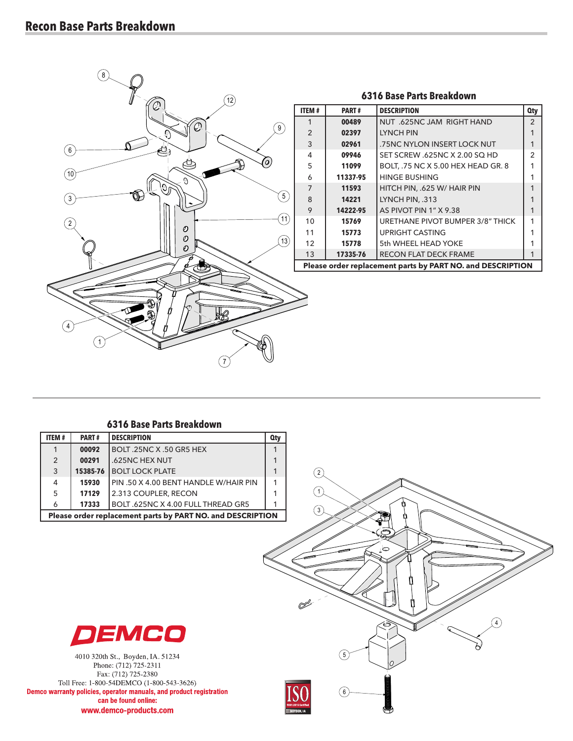## Recon Base Parts Breakdown

### 6316 Base Parts Breakdown

| ITEM # | PART # | DESCRIPTION | Qty |
|---|---|---|---|
| 1 | **00489** | NUT .625NC JAM RIGHT HAND | 2 |
| 2 | **02397** | LYNCH PIN | 1 |
| 3 | **02961** | .75NC NYLON INSERT LOCK NUT | 1 |
| 4 | **09946** | SET SCREW .625NC X 2.00 SQ HD | 2 |
| 5 | **11099** | BOLT, .75 NC X 5.00 HEX HEAD GR. 8 | 1 |
| 6 | **11337-95** | HINGE BUSHING | 1 |
| 7 | **11593** | HITCH PIN, .625 W/ HAIR PIN | 1 |
| 8 | **14221** | LYNCH PIN, .313 | 1 |
| 9 | **14222-95** | AS PIVOT PIN 1" X 9.38 | 1 |
| 10 | **15769** | URETHANE PIVOT BUMPER 3/8" THICK | 1 |
| 11 | **15773** | UPRIGHT CASTING | 1 |
| 12 | **15778** | 5th WHEEL HEAD YOKE | 1 |
| 13 | **17335-76** | RECON FLAT DECK FRAME | 1 |

**Please order replacement parts by PART NO. and DESCRIPTION**

### 6316 Base Parts Breakdown

| ITEM # | PART # | DESCRIPTION | Qty |
|---|---|---|---|
| 1 | **00092** | BOLT .25NC X .50 GR5 HEX | 1 |
| 2 | **00291** | .625NC HEX NUT | 1 |
| 3 | **15385-76** | BOLT LOCK PLATE | 1 |
| 4 | **15930** | PIN .50 X 4.00 BENT HANDLE W/HAIR PIN | 1 |
| 5 | **17129** | 2.313 COUPLER, RECON | 1 |
| 6 | **17333** | BOLT .625NC X 4.00 FULL THREAD GR5 | 1 |

**Please order replacement parts by PART NO. and DESCRIPTION**

DEMCO

4010 320th St., Boyden, IA. 51234
Phone: (712) 725-2311
Fax: (712) 725-2380
Toll Free: 1-800-54DEMCO (1-800-543-3626)

**Demco warranty policies, operator manuals, and product registration can be found online:**
**www.demco-products.com**